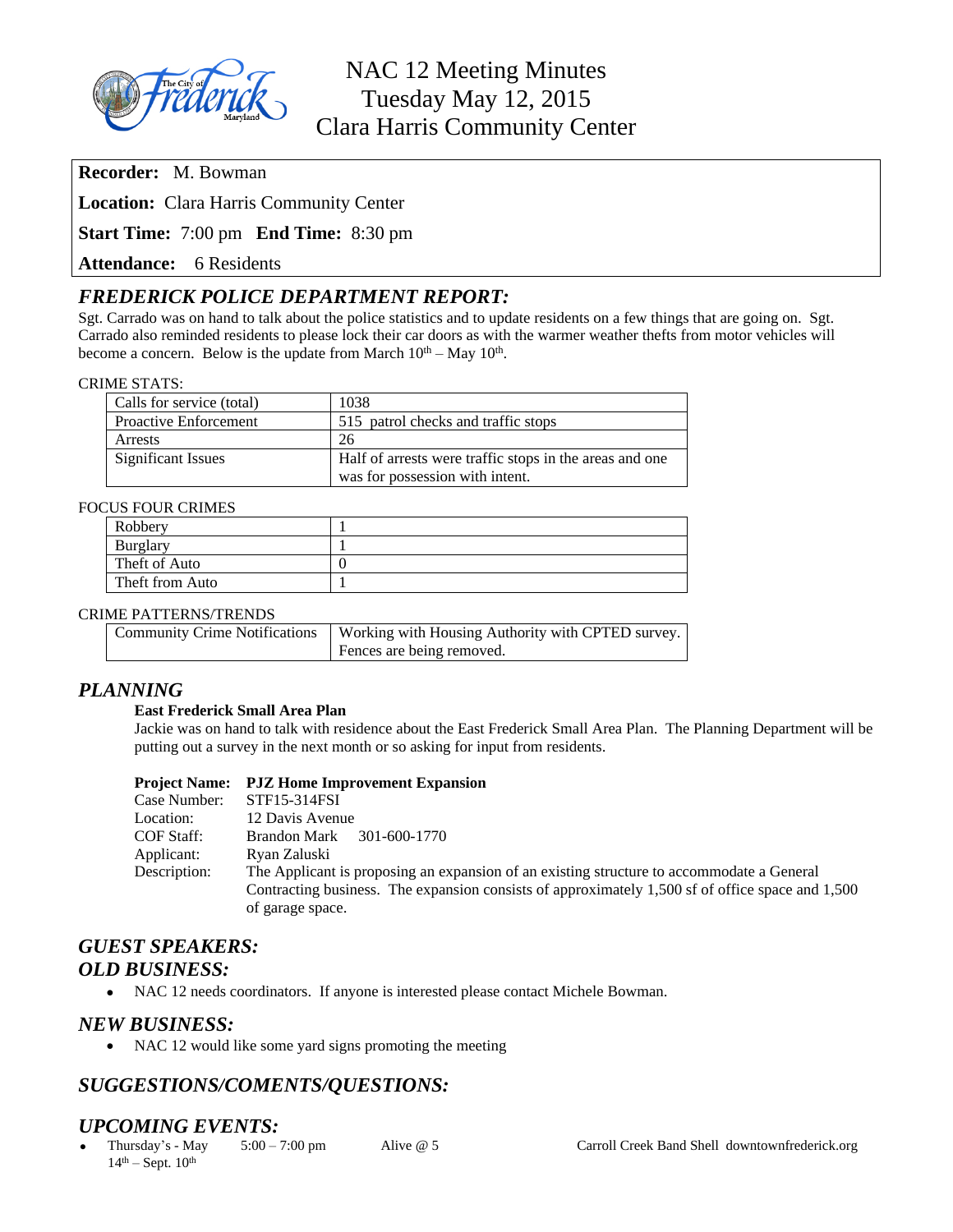# NAC 12 Meeting Minutes
## Tuesday May 12, 2015
## Clara Harris Community Center

**Recorder:** M. Bowman

**Location:** Clara Harris Community Center

**Start Time:** 7:00 pm **End Time:** 8:30 pm

**Attendance:** 6 Residents

## *FREDERICK POLICE DEPARTMENT REPORT:*

Sgt. Carrado was on hand to talk about the police statistics and to update residents on a few things that are going on. Sgt. Carrado also reminded residents to please lock their car doors as with the warmer weather thefts from motor vehicles will become a concern. Below is the update from March 10th – May 10th.

CRIME STATS:

| | |
|---|---|
| Calls for service (total) | 1038 |
| Proactive Enforcement | 515 patrol checks and traffic stops |
| Arrests | 26 |
| Significant Issues | Half of arrests were traffic stops in the areas and one was for possession with intent. |

FOCUS FOUR CRIMES

| | |
|---|---|
| Robbery | 1 |
| Burglary | 1 |
| Theft of Auto | 0 |
| Theft from Auto | 1 |

CRIME PATTERNS/TRENDS

| | |
|---|---|
| Community Crime Notifications | Working with Housing Authority with CPTED survey. Fences are being removed. |

## *PLANNING*

**East Frederick Small Area Plan**

Jackie was on hand to talk with residence about the East Frederick Small Area Plan. The Planning Department will be putting out a survey in the next month or so asking for input from residents.

**Project Name: PJZ Home Improvement Expansion**
Case Number: STF15-314FSI
Location: 12 Davis Avenue
COF Staff: Brandon Mark 301-600-1770
Applicant: Ryan Zaluski
Description: The Applicant is proposing an expansion of an existing structure to accommodate a General Contracting business. The expansion consists of approximately 1,500 sf of office space and 1,500 of garage space.

## *GUEST SPEAKERS:*

## *OLD BUSINESS:*

- NAC 12 needs coordinators. If anyone is interested please contact Michele Bowman.

## *NEW BUSINESS:*

- NAC 12 would like some yard signs promoting the meeting

## *SUGGESTIONS/COMENTS/QUESTIONS:*

## *UPCOMING EVENTS:*

- Thursday's - May 14th – Sept. 10th 5:00 – 7:00 pm Alive @ 5 Carroll Creek Band Shell downtownfrederick.org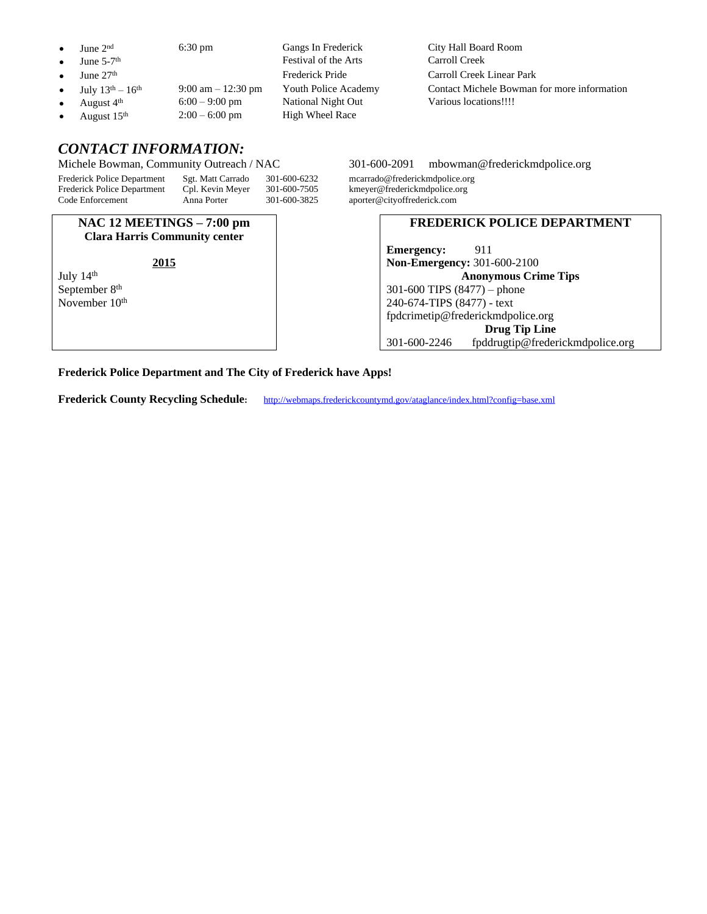- June 2nd — 6:30 pm — Gangs In Frederick — City Hall Board Room
- June 5-7th — Festival of the Arts — Carroll Creek
- June 27th — Frederick Pride — Carroll Creek Linear Park
- July 13th – 16th — 9:00 am – 12:30 pm — Youth Police Academy — Contact Michele Bowman for more information
- August 4th — 6:00 – 9:00 pm — National Night Out — Various locations!!!!
- August 15th — 2:00 – 6:00 pm — High Wheel Race

## *CONTACT INFORMATION:*

Michele Bowman, Community Outreach / NAC 301-600-2091 mbowman@frederickmdpolice.org

| | | | |
|---|---|---|---|
| Frederick Police Department | Sgt. Matt Carrado | 301-600-6232 | mcarrado@frederickmdpolice.org |
| Frederick Police Department | Cpl. Kevin Meyer | 301-600-7505 | kmeyer@frederickmdpolice.org |
| Code Enforcement | Anna Porter | 301-600-3825 | aporter@cityoffrederick.com |

**NAC 12 MEETINGS – 7:00 pm**
**Clara Harris Community center**

**2015**

July 14th
September 8th
November 10th

**FREDERICK POLICE DEPARTMENT**

**Emergency:** 911
**Non-Emergency:** 301-600-2100

**Anonymous Crime Tips**

301-600 TIPS (8477) – phone
240-674-TIPS (8477) - text
fpdcrimetip@frederickmdpolice.org

**Drug Tip Line**

301-600-2246 fpddrugtip@frederickmdpolice.org

**Frederick Police Department and The City of Frederick have Apps!**

**Frederick County Recycling Schedule:** http://webmaps.frederickcountymd.gov/ataglance/index.html?config=base.xml